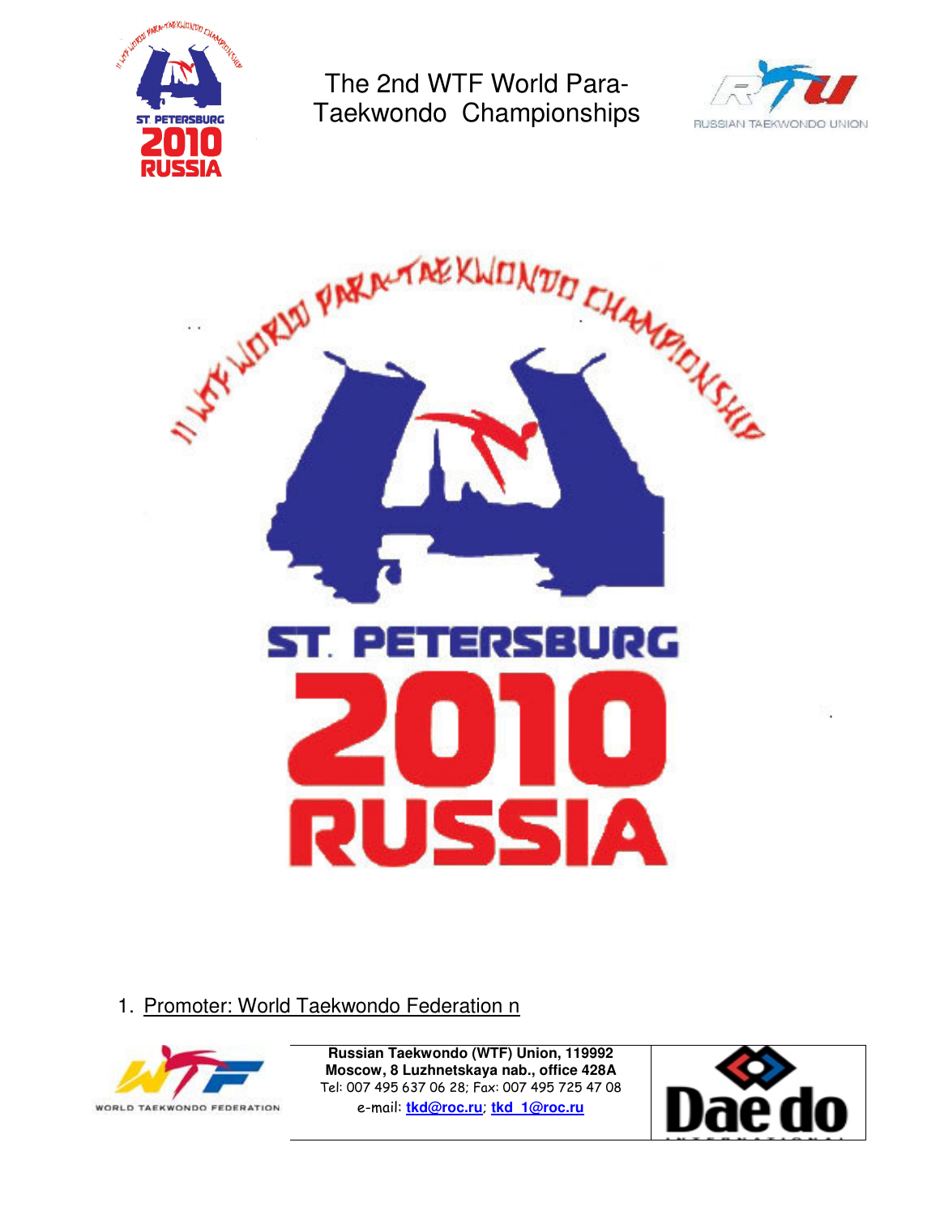# The 2nd WTF World Para-Taekwondo Championships

1. Promoter: World Taekwondo Federation n

**Russian Taekwondo (WTF) Union, 119992**
**Moscow, 8 Luzhnetskaya nab., office 428A**
Tel: 007 495 637 06 28; Fax: 007 495 725 47 08
e-mail: **tkd@roc.ru**; **tkd_1@roc.ru**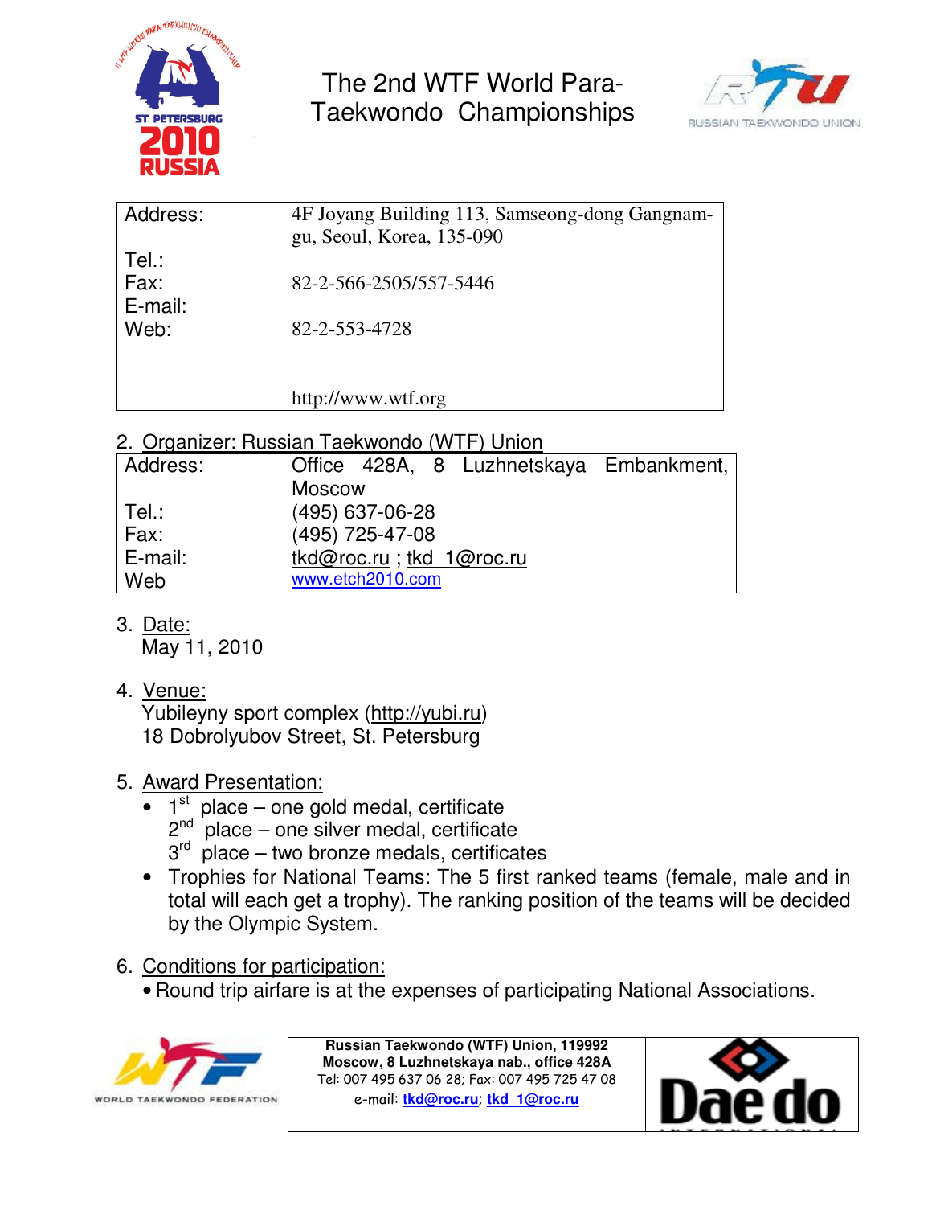The 2nd WTF World Para-Taekwondo Championships

| | |
|---|---|
| Address:<br><br>Tel.:<br>Fax:<br>E-mail:<br>Web: | 4F Joyang Building 113, Samseong-dong Gangnam-gu, Seoul, Korea, 135-090<br><br>82-2-566-2505/557-5446<br><br>82-2-553-4728<br><br>http://www.wtf.org |

2. Organizer: Russian Taekwondo (WTF) Union

| | |
|---|---|
| Address: | Office 428A, 8 Luzhnetskaya Embankment, Moscow |
| Tel.: | (495) 637-06-28 |
| Fax: | (495) 725-47-08 |
| E-mail: | tkd@roc.ru ; tkd_1@roc.ru |
| Web | www.etch2010.com |

3. Date:
   May 11, 2010

4. Venue:
   Yubileyny sport complex (http://yubi.ru)
   18 Dobrolyubov Street, St. Petersburg

5. Award Presentation:
   - 1st place – one gold medal, certificate
     2nd place – one silver medal, certificate
     3rd place – two bronze medals, certificates
   - Trophies for National Teams: The 5 first ranked teams (female, male and in total will each get a trophy). The ranking position of the teams will be decided by the Olympic System.

6. Conditions for participation:
   - Round trip airfare is at the expenses of participating National Associations.

Russian Taekwondo (WTF) Union, 119992
Moscow, 8 Luzhnetskaya nab., office 428A
Tel: 007 495 637 06 28; Fax: 007 495 725 47 08
e-mail: tkd@roc.ru; tkd_1@roc.ru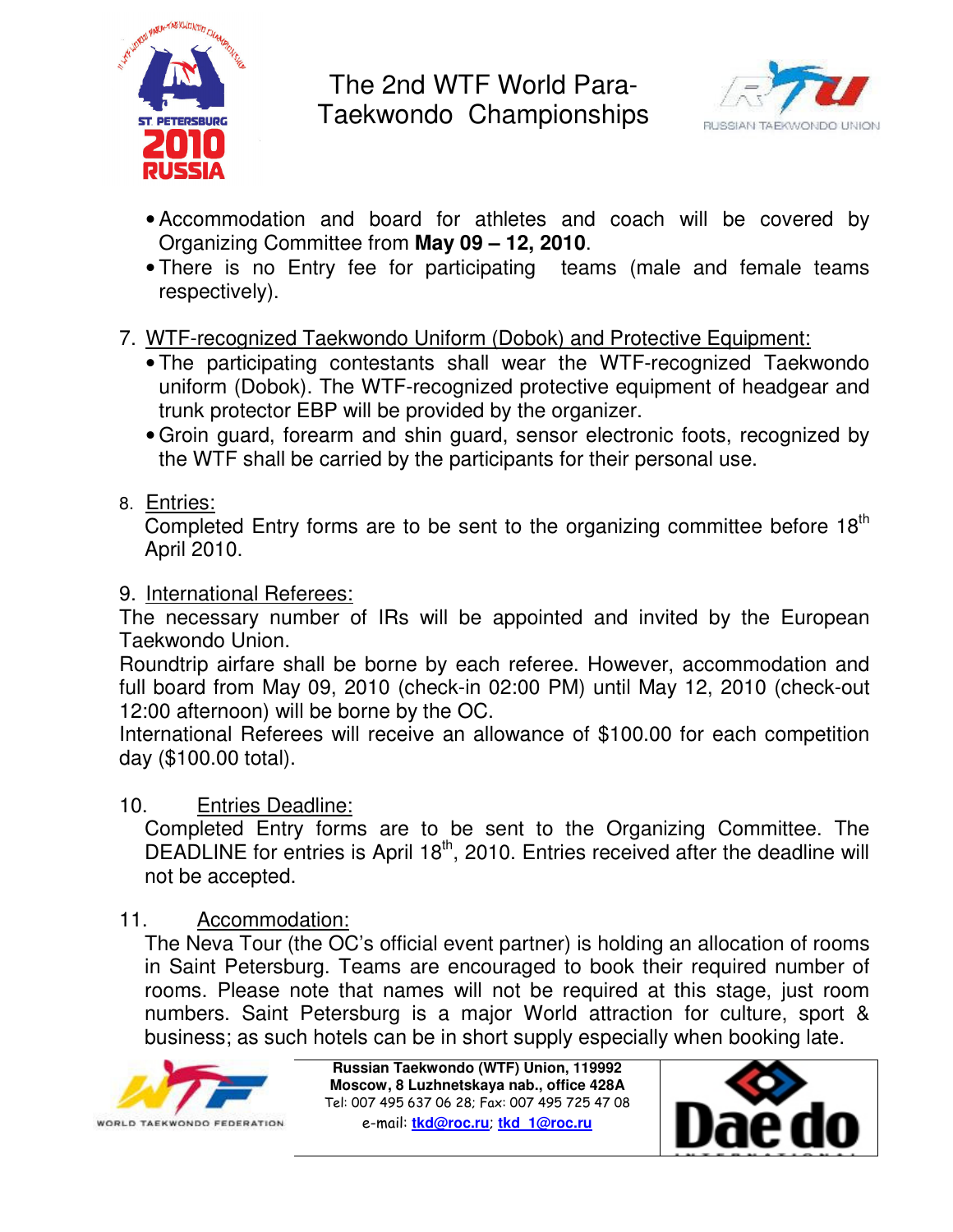- Accommodation and board for athletes and coach will be covered by Organizing Committee from **May 09 – 12, 2010**.
- There is no Entry fee for participating teams (male and female teams respectively).

7. WTF-recognized Taekwondo Uniform (Dobok) and Protective Equipment:
   - The participating contestants shall wear the WTF-recognized Taekwondo uniform (Dobok). The WTF-recognized protective equipment of headgear and trunk protector EBP will be provided by the organizer.
   - Groin guard, forearm and shin guard, sensor electronic foots, recognized by the WTF shall be carried by the participants for their personal use.

8. Entries:
   Completed Entry forms are to be sent to the organizing committee before 18th April 2010.

9. International Referees:

The necessary number of IRs will be appointed and invited by the European Taekwondo Union.

Roundtrip airfare shall be borne by each referee. However, accommodation and full board from May 09, 2010 (check-in 02:00 PM) until May 12, 2010 (check-out 12:00 afternoon) will be borne by the OC.

International Referees will receive an allowance of $100.00 for each competition day ($100.00 total).

10. Entries Deadline:
    Completed Entry forms are to be sent to the Organizing Committee. The DEADLINE for entries is April 18th, 2010. Entries received after the deadline will not be accepted.

11. Accommodation:
    The Neva Tour (the OC's official event partner) is holding an allocation of rooms in Saint Petersburg. Teams are encouraged to book their required number of rooms. Please note that names will not be required at this stage, just room numbers. Saint Petersburg is a major World attraction for culture, sport & business; as such hotels can be in short supply especially when booking late.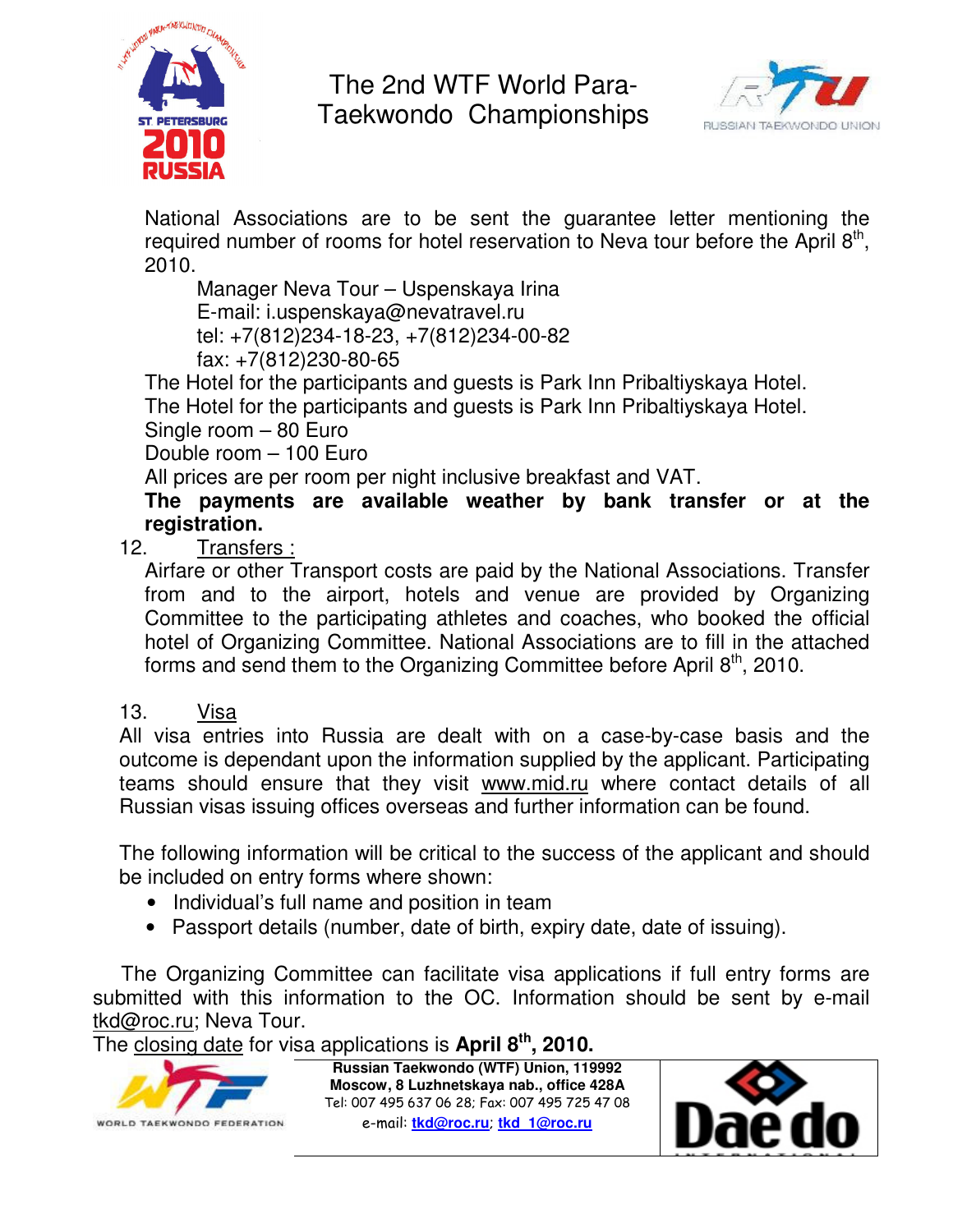National Associations are to be sent the guarantee letter mentioning the required number of rooms for hotel reservation to Neva tour before the April 8th, 2010.

Manager Neva Tour – Uspenskaya Irina
E-mail: i.uspenskaya@nevatravel.ru
tel: +7(812)234-18-23, +7(812)234-00-82
fax: +7(812)230-80-65

The Hotel for the participants and guests is Park Inn Pribaltiyskaya Hotel.
The Hotel for the participants and guests is Park Inn Pribaltiyskaya Hotel.
Single room – 80 Euro
Double room – 100 Euro
All prices are per room per night inclusive breakfast and VAT.
**The payments are available weather by bank transfer or at the registration.**

12. Transfers :

Airfare or other Transport costs are paid by the National Associations. Transfer from and to the airport, hotels and venue are provided by Organizing Committee to the participating athletes and coaches, who booked the official hotel of Organizing Committee. National Associations are to fill in the attached forms and send them to the Organizing Committee before April 8th, 2010.

13. Visa

All visa entries into Russia are dealt with on a case-by-case basis and the outcome is dependant upon the information supplied by the applicant. Participating teams should ensure that they visit www.mid.ru where contact details of all Russian visas issuing offices overseas and further information can be found.

The following information will be critical to the success of the applicant and should be included on entry forms where shown:

- Individual's full name and position in team
- Passport details (number, date of birth, expiry date, date of issuing).

The Organizing Committee can facilitate visa applications if full entry forms are submitted with this information to the OC. Information should be sent by e-mail tkd@roc.ru; Neva Tour.
The closing date for visa applications is **April 8th, 2010.**

**Russian Taekwondo (WTF) Union, 119992**
**Moscow, 8 Luzhnetskaya nab., office 428A**
Tel: 007 495 637 06 28; Fax: 007 495 725 47 08
e-mail: **tkd@roc.ru**; **tkd_1@roc.ru**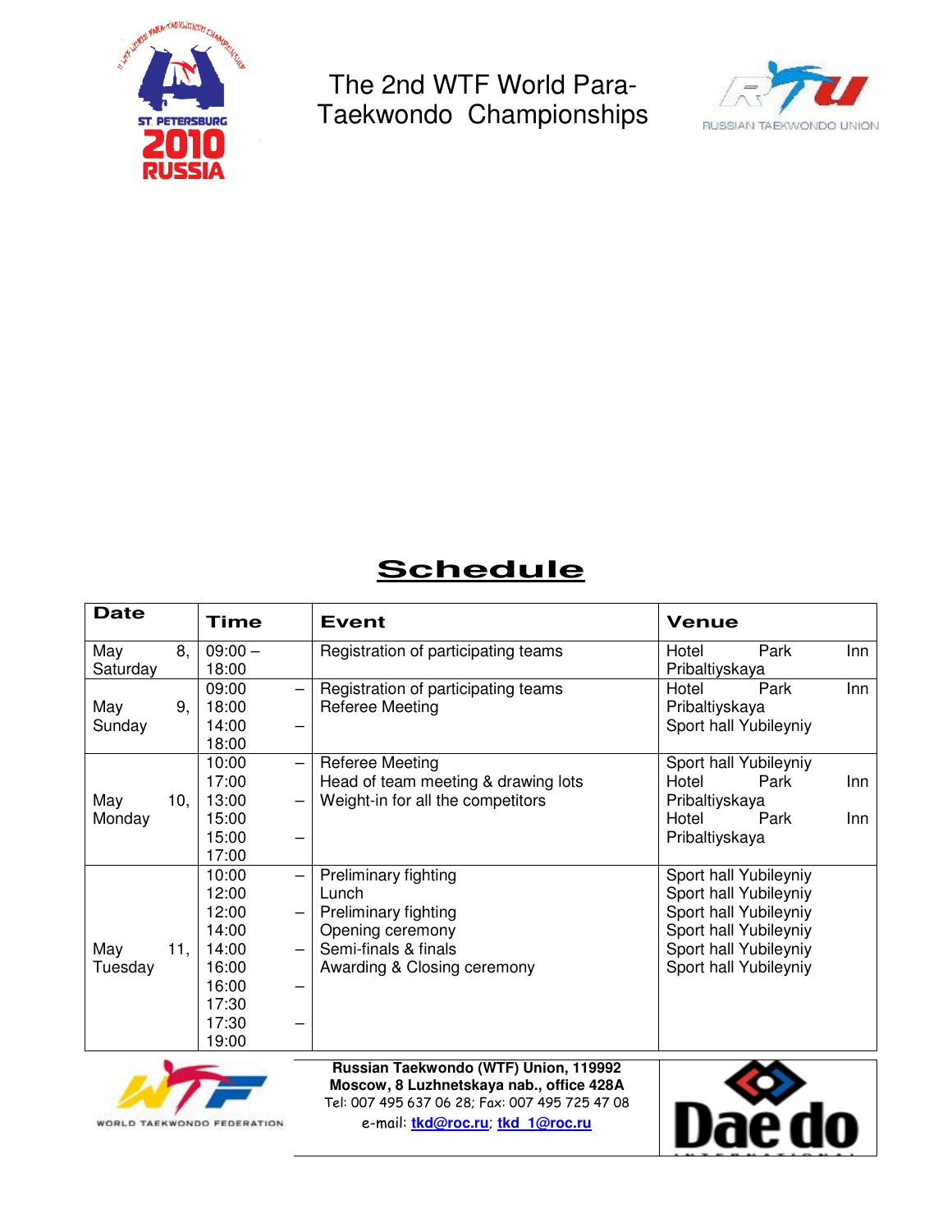# The 2nd WTF World Para-Taekwondo Championships

## Schedule

| Date | Time | Event | Venue |
|---|---|---|---|
| May 8, Saturday | 09:00 – 18:00 | Registration of participating teams | Hotel Park Inn Pribaltiyskaya |
| May 9, Sunday | 09:00 – 18:00<br>14:00 – 18:00 | Registration of participating teams<br>Referee Meeting | Hotel Park Inn Pribaltiyskaya<br>Sport hall Yubileyniy |
| May 10, Monday | 10:00 – 17:00<br>13:00 – 15:00<br>15:00 – 17:00 | Referee Meeting<br>Head of team meeting & drawing lots<br>Weight-in for all the competitors | Sport hall Yubileyniy<br>Hotel Park Inn Pribaltiyskaya<br>Hotel Park Inn Pribaltiyskaya |
| May 11, Tuesday | 10:00 – 12:00<br>12:00 – 14:00<br>14:00 – 16:00<br>16:00 – 17:30<br>17:30 – 19:00 | Preliminary fighting<br>Lunch<br>Preliminary fighting<br>Opening ceremony<br>Semi-finals & finals<br>Awarding & Closing ceremony | Sport hall Yubileyniy<br>Sport hall Yubileyniy<br>Sport hall Yubileyniy<br>Sport hall Yubileyniy<br>Sport hall Yubileyniy<br>Sport hall Yubileyniy |

**Russian Taekwondo (WTF) Union, 119992**
**Moscow, 8 Luzhnetskaya nab., office 428A**
Tel: 007 495 637 06 28; Fax: 007 495 725 47 08
e-mail: tkd@roc.ru; tkd_1@roc.ru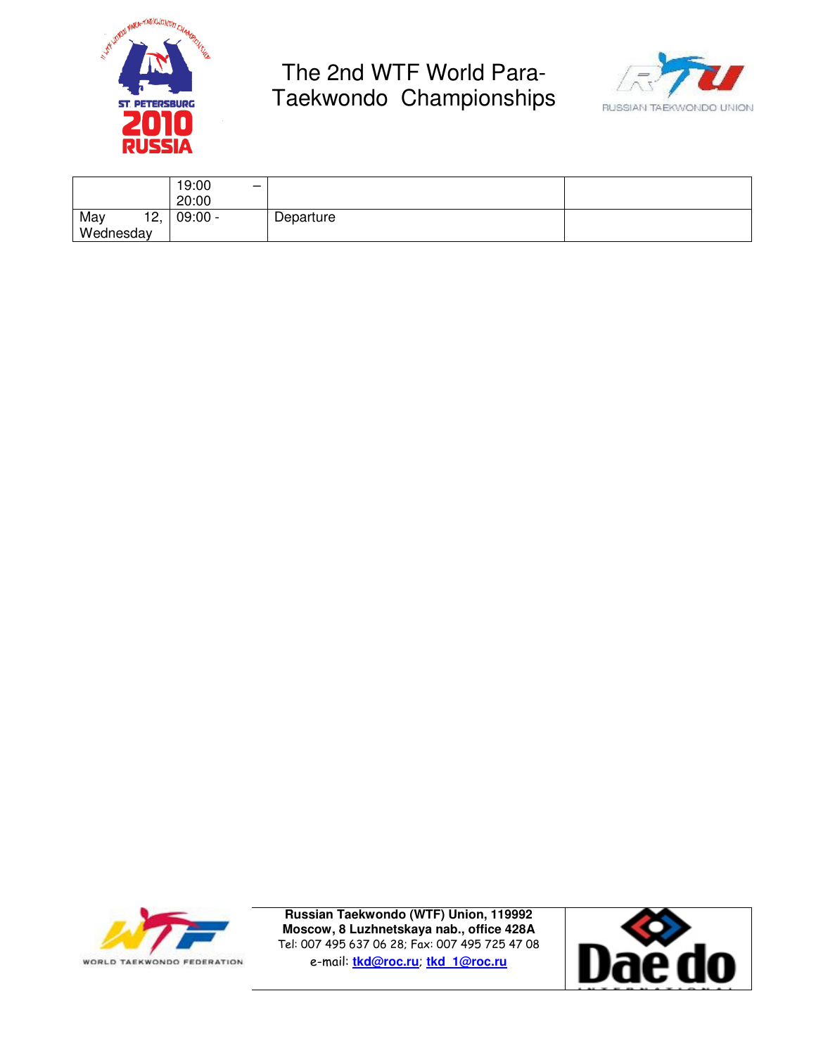| | | | |
|---|---|---|---|
| | 19:00 – 20:00 | | |
| May 12, Wednesday | 09:00 - | Departure | |